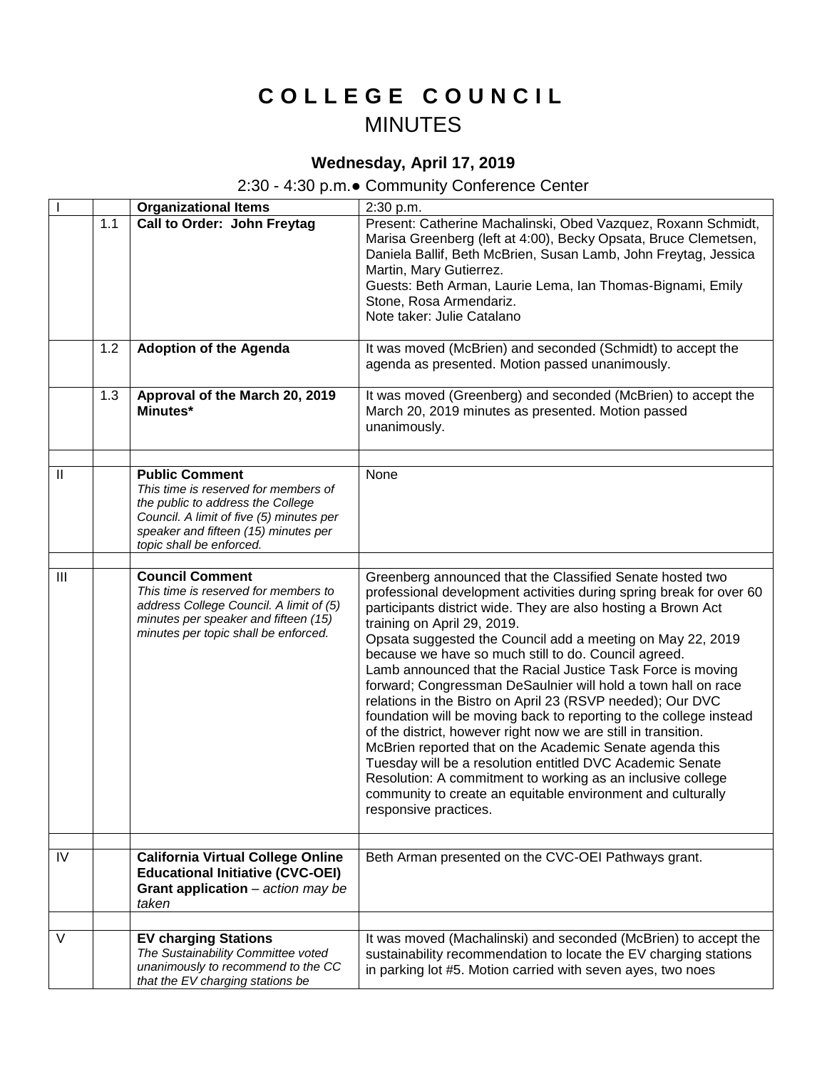# C O L L E G E   C O U N C I L

## MINUTES

### Wednesday, April 17, 2019

2:30 - 4:30 p.m.● Community Conference Center

| | | | |
|---|---|---|---|
| I | | **Organizational Items** | 2:30 p.m. |
| | 1.1 | **Call to Order: John Freytag** | Present: Catherine Machalinski, Obed Vazquez, Roxann Schmidt, Marisa Greenberg (left at 4:00), Becky Opsata, Bruce Clemetsen, Daniela Ballif, Beth McBrien, Susan Lamb, John Freytag, Jessica Martin, Mary Gutierrez.<br>Guests: Beth Arman, Laurie Lema, Ian Thomas-Bignami, Emily Stone, Rosa Armendariz.<br>Note taker: Julie Catalano |
| | 1.2 | **Adoption of the Agenda** | It was moved (McBrien) and seconded (Schmidt) to accept the agenda as presented. Motion passed unanimously. |
| | 1.3 | **Approval of the March 20, 2019 Minutes*** | It was moved (Greenberg) and seconded (McBrien) to accept the March 20, 2019 minutes as presented. Motion passed unanimously. |
| | | | |
| II | | **Public Comment**<br>*This time is reserved for members of the public to address the College Council. A limit of five (5) minutes per speaker and fifteen (15) minutes per topic shall be enforced.* | None |
| | | | |
| III | | **Council Comment**<br>*This time is reserved for members to address College Council. A limit of (5) minutes per speaker and fifteen (15) minutes per topic shall be enforced.* | Greenberg announced that the Classified Senate hosted two professional development activities during spring break for over 60 participants district wide. They are also hosting a Brown Act training on April 29, 2019.<br>Opsata suggested the Council add a meeting on May 22, 2019 because we have so much still to do. Council agreed.<br>Lamb announced that the Racial Justice Task Force is moving forward; Congressman DeSaulnier will hold a town hall on race relations in the Bistro on April 23 (RSVP needed); Our DVC foundation will be moving back to reporting to the college instead of the district, however right now we are still in transition.<br>McBrien reported that on the Academic Senate agenda this Tuesday will be a resolution entitled DVC Academic Senate Resolution: A commitment to working as an inclusive college community to create an equitable environment and culturally responsive practices. |
| | | | |
| IV | | **California Virtual College Online Educational Initiative (CVC-OEI) Grant application** – *action may be taken* | Beth Arman presented on the CVC-OEI Pathways grant. |
| | | | |
| V | | **EV charging Stations**<br>*The Sustainability Committee voted unanimously to recommend to the CC that the EV charging stations be* | It was moved (Machalinski) and seconded (McBrien) to accept the sustainability recommendation to locate the EV charging stations in parking lot #5. Motion carried with seven ayes, two noes |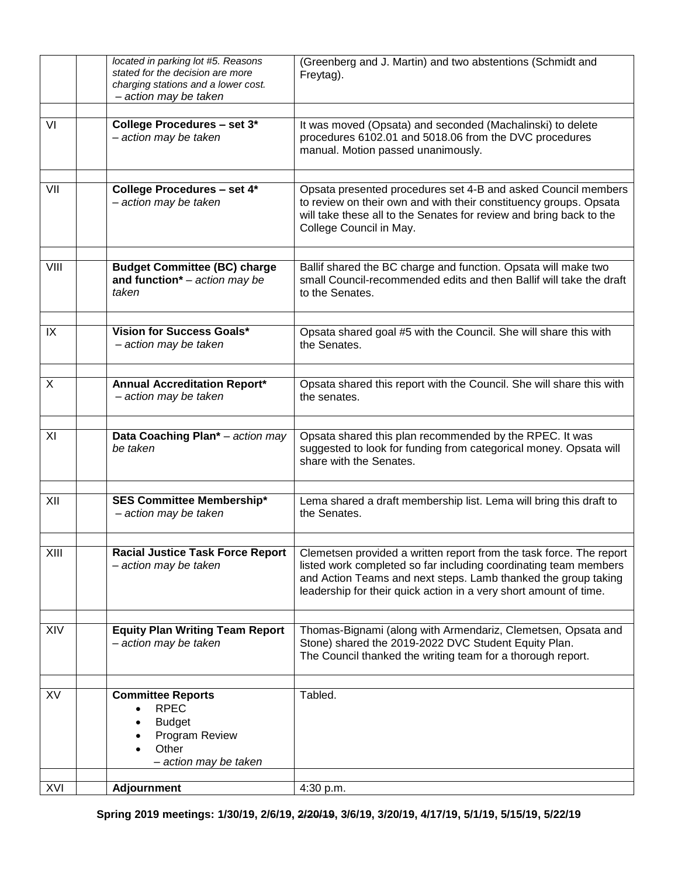| | | | |
|---|---|---|---|
| | | *located in parking lot #5. Reasons stated for the decision are more charging stations and a lower cost.* *– action may be taken* | (Greenberg and J. Martin) and two abstentions (Schmidt and Freytag). |
| | | | |
| VI | | **College Procedures – set 3*** *– action may be taken* | It was moved (Opsata) and seconded (Machalinski) to delete procedures 6102.01 and 5018.06 from the DVC procedures manual. Motion passed unanimously. |
| | | | |
| VII | | **College Procedures – set 4*** *– action may be taken* | Opsata presented procedures set 4-B and asked Council members to review on their own and with their constituency groups. Opsata will take these all to the Senates for review and bring back to the College Council in May. |
| | | | |
| VIII | | **Budget Committee (BC) charge and function*** *– action may be taken* | Ballif shared the BC charge and function. Opsata will make two small Council-recommended edits and then Ballif will take the draft to the Senates. |
| | | | |
| IX | | **Vision for Success Goals*** *– action may be taken* | Opsata shared goal #5 with the Council. She will share this with the Senates. |
| | | | |
| X | | **Annual Accreditation Report*** *– action may be taken* | Opsata shared this report with the Council. She will share this with the senates. |
| | | | |
| XI | | **Data Coaching Plan*** *– action may be taken* | Opsata shared this plan recommended by the RPEC. It was suggested to look for funding from categorical money. Opsata will share with the Senates. |
| | | | |
| XII | | **SES Committee Membership*** *– action may be taken* | Lema shared a draft membership list. Lema will bring this draft to the Senates. |
| | | | |
| XIII | | **Racial Justice Task Force Report** *– action may be taken* | Clemetsen provided a written report from the task force. The report listed work completed so far including coordinating team members and Action Teams and next steps. Lamb thanked the group taking leadership for their quick action in a very short amount of time. |
| | | | |
| XIV | | **Equity Plan Writing Team Report** *– action may be taken* | Thomas-Bignami (along with Armendariz, Clemetsen, Opsata and Stone) shared the 2019-2022 DVC Student Equity Plan. The Council thanked the writing team for a thorough report. |
| | | | |
| XV | | **Committee Reports** • RPEC • Budget • Program Review • Other *– action may be taken* | Tabled. |
| | | | |
| XVI | | **Adjournment** | 4:30 p.m. |

**Spring 2019 meetings: 1/30/19, 2/6/19, ~~2/20/19~~, 3/6/19, 3/20/19, 4/17/19, 5/1/19, 5/15/19, 5/22/19**